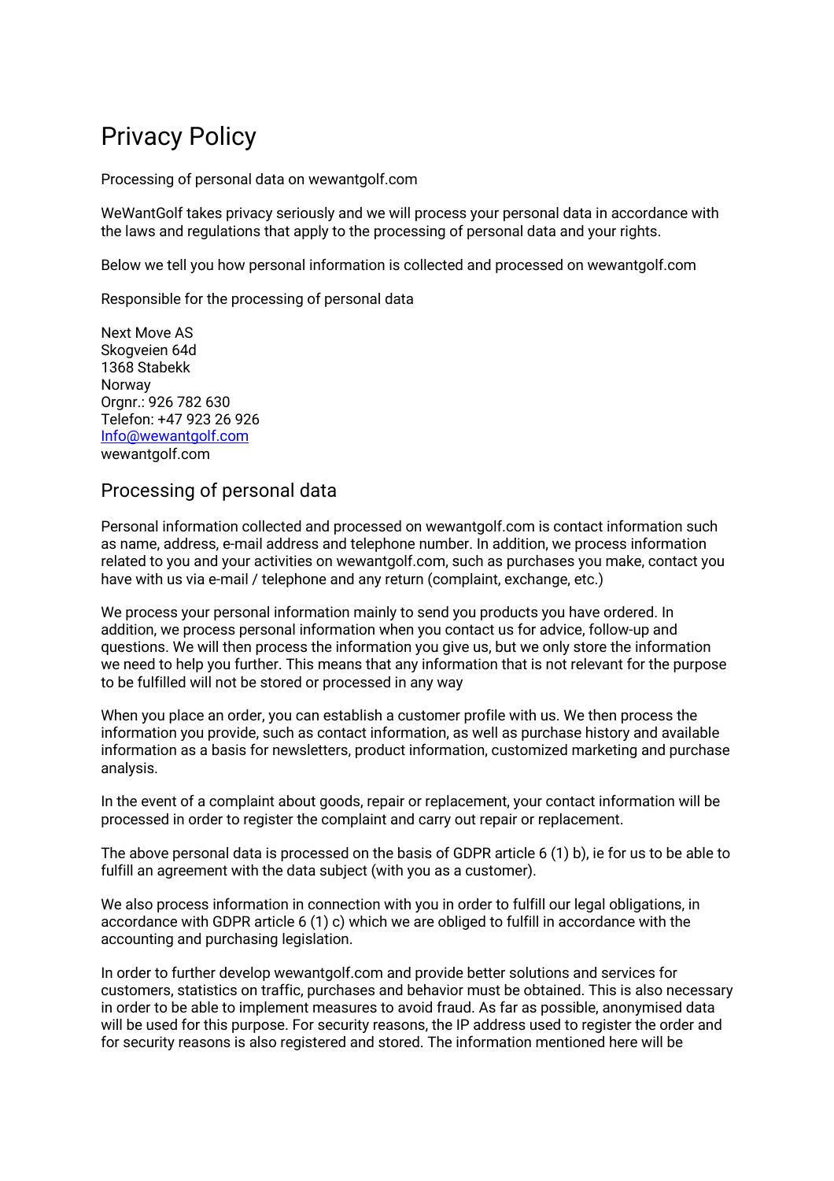# Privacy Policy

Processing of personal data on wewantgolf.com

WeWantGolf takes privacy seriously and we will process your personal data in accordance with the laws and regulations that apply to the processing of personal data and your rights.

Below we tell you how personal information is collected and processed on wewantgolf.com

Responsible for the processing of personal data

Next Move AS
Skogveien 64d
1368 Stabekk
Norway
Orgnr.: 926 782 630
Telefon: +47 923 26 926
[Info@wewantgolf.com](mailto:Info@wewantgolf.com)
wewantgolf.com

## Processing of personal data

Personal information collected and processed on wewantgolf.com is contact information such as name, address, e-mail address and telephone number. In addition, we process information related to you and your activities on wewantgolf.com, such as purchases you make, contact you have with us via e-mail / telephone and any return (complaint, exchange, etc.)

We process your personal information mainly to send you products you have ordered. In addition, we process personal information when you contact us for advice, follow-up and questions. We will then process the information you give us, but we only store the information we need to help you further. This means that any information that is not relevant for the purpose to be fulfilled will not be stored or processed in any way

When you place an order, you can establish a customer profile with us. We then process the information you provide, such as contact information, as well as purchase history and available information as a basis for newsletters, product information, customized marketing and purchase analysis.

In the event of a complaint about goods, repair or replacement, your contact information will be processed in order to register the complaint and carry out repair or replacement.

The above personal data is processed on the basis of GDPR article 6 (1) b), ie for us to be able to fulfill an agreement with the data subject (with you as a customer).

We also process information in connection with you in order to fulfill our legal obligations, in accordance with GDPR article 6 (1) c) which we are obliged to fulfill in accordance with the accounting and purchasing legislation.

In order to further develop wewantgolf.com and provide better solutions and services for customers, statistics on traffic, purchases and behavior must be obtained. This is also necessary in order to be able to implement measures to avoid fraud. As far as possible, anonymised data will be used for this purpose. For security reasons, the IP address used to register the order and for security reasons is also registered and stored. The information mentioned here will be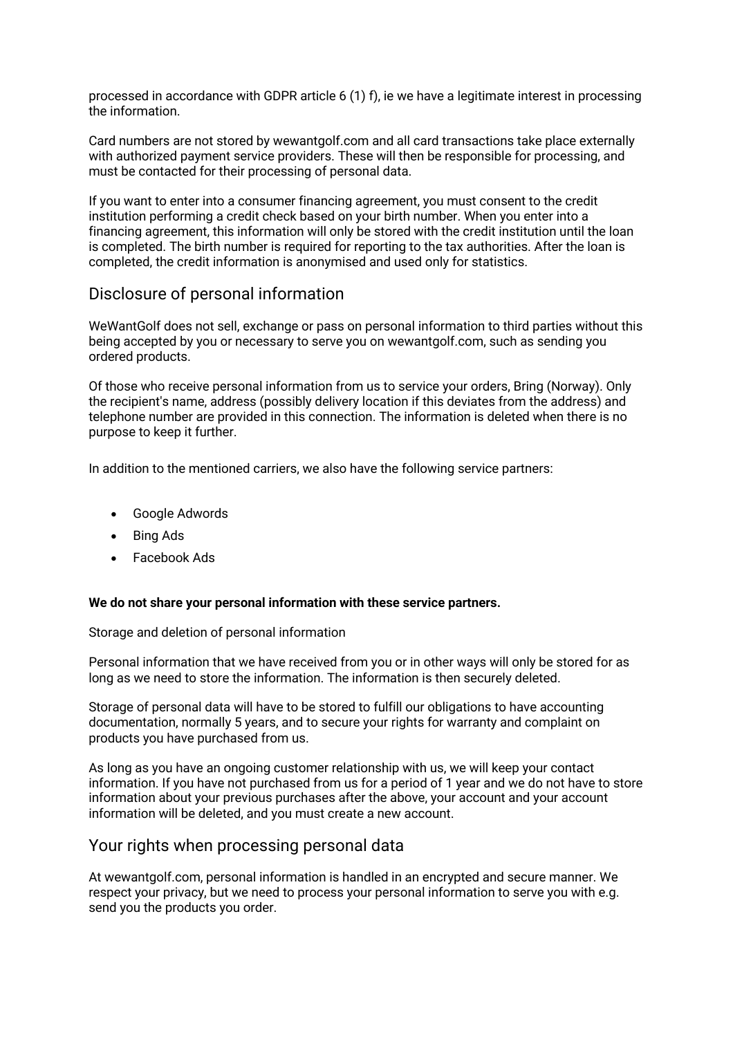processed in accordance with GDPR article 6 (1) f), ie we have a legitimate interest in processing the information.

Card numbers are not stored by wewantgolf.com and all card transactions take place externally with authorized payment service providers. These will then be responsible for processing, and must be contacted for their processing of personal data.

If you want to enter into a consumer financing agreement, you must consent to the credit institution performing a credit check based on your birth number. When you enter into a financing agreement, this information will only be stored with the credit institution until the loan is completed. The birth number is required for reporting to the tax authorities. After the loan is completed, the credit information is anonymised and used only for statistics.

## Disclosure of personal information

WeWantGolf does not sell, exchange or pass on personal information to third parties without this being accepted by you or necessary to serve you on wewantgolf.com, such as sending you ordered products.

Of those who receive personal information from us to service your orders, Bring (Norway). Only the recipient's name, address (possibly delivery location if this deviates from the address) and telephone number are provided in this connection. The information is deleted when there is no purpose to keep it further.

In addition to the mentioned carriers, we also have the following service partners:

- Google Adwords
- Bing Ads
- Facebook Ads

**We do not share your personal information with these service partners.**

Storage and deletion of personal information

Personal information that we have received from you or in other ways will only be stored for as long as we need to store the information. The information is then securely deleted.

Storage of personal data will have to be stored to fulfill our obligations to have accounting documentation, normally 5 years, and to secure your rights for warranty and complaint on products you have purchased from us.

As long as you have an ongoing customer relationship with us, we will keep your contact information. If you have not purchased from us for a period of 1 year and we do not have to store information about your previous purchases after the above, your account and your account information will be deleted, and you must create a new account.

## Your rights when processing personal data

At wewantgolf.com, personal information is handled in an encrypted and secure manner. We respect your privacy, but we need to process your personal information to serve you with e.g. send you the products you order.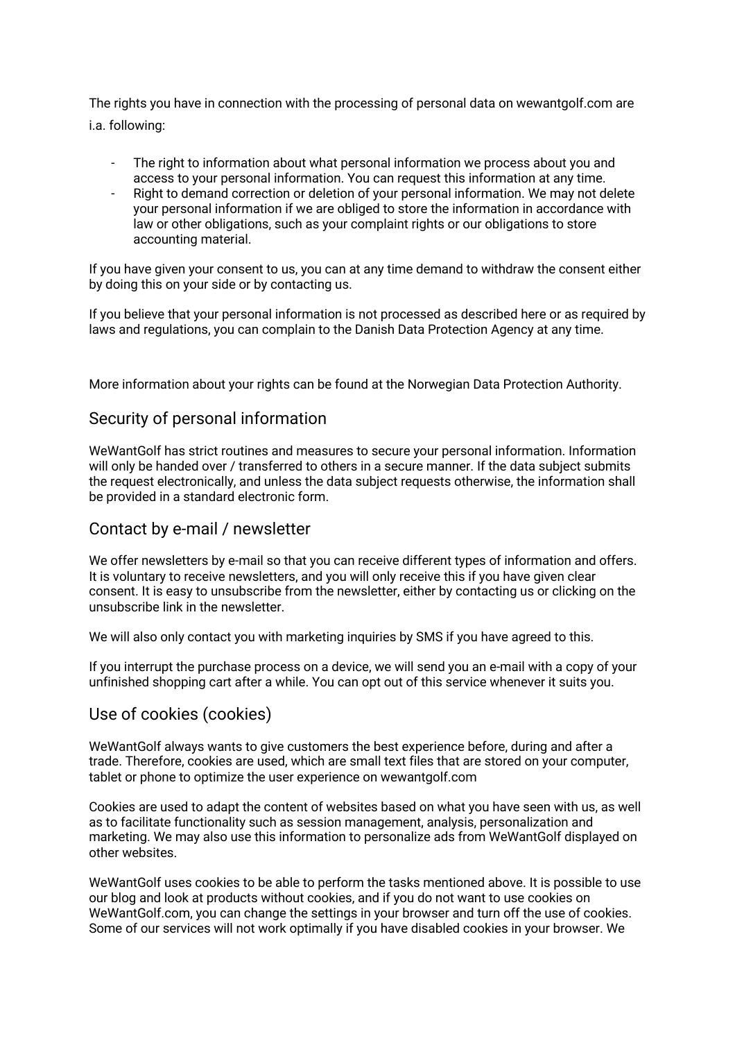The rights you have in connection with the processing of personal data on wewantgolf.com are i.a. following:

- The right to information about what personal information we process about you and access to your personal information. You can request this information at any time.
- Right to demand correction or deletion of your personal information. We may not delete your personal information if we are obliged to store the information in accordance with law or other obligations, such as your complaint rights or our obligations to store accounting material.

If you have given your consent to us, you can at any time demand to withdraw the consent either by doing this on your side or by contacting us.

If you believe that your personal information is not processed as described here or as required by laws and regulations, you can complain to the Danish Data Protection Agency at any time.

More information about your rights can be found at the Norwegian Data Protection Authority.

## Security of personal information

WeWantGolf has strict routines and measures to secure your personal information. Information will only be handed over / transferred to others in a secure manner. If the data subject submits the request electronically, and unless the data subject requests otherwise, the information shall be provided in a standard electronic form.

## Contact by e-mail / newsletter

We offer newsletters by e-mail so that you can receive different types of information and offers. It is voluntary to receive newsletters, and you will only receive this if you have given clear consent. It is easy to unsubscribe from the newsletter, either by contacting us or clicking on the unsubscribe link in the newsletter.

We will also only contact you with marketing inquiries by SMS if you have agreed to this.

If you interrupt the purchase process on a device, we will send you an e-mail with a copy of your unfinished shopping cart after a while. You can opt out of this service whenever it suits you.

## Use of cookies (cookies)

WeWantGolf always wants to give customers the best experience before, during and after a trade. Therefore, cookies are used, which are small text files that are stored on your computer, tablet or phone to optimize the user experience on wewantgolf.com

Cookies are used to adapt the content of websites based on what you have seen with us, as well as to facilitate functionality such as session management, analysis, personalization and marketing. We may also use this information to personalize ads from WeWantGolf displayed on other websites.

WeWantGolf uses cookies to be able to perform the tasks mentioned above. It is possible to use our blog and look at products without cookies, and if you do not want to use cookies on WeWantGolf.com, you can change the settings in your browser and turn off the use of cookies. Some of our services will not work optimally if you have disabled cookies in your browser. We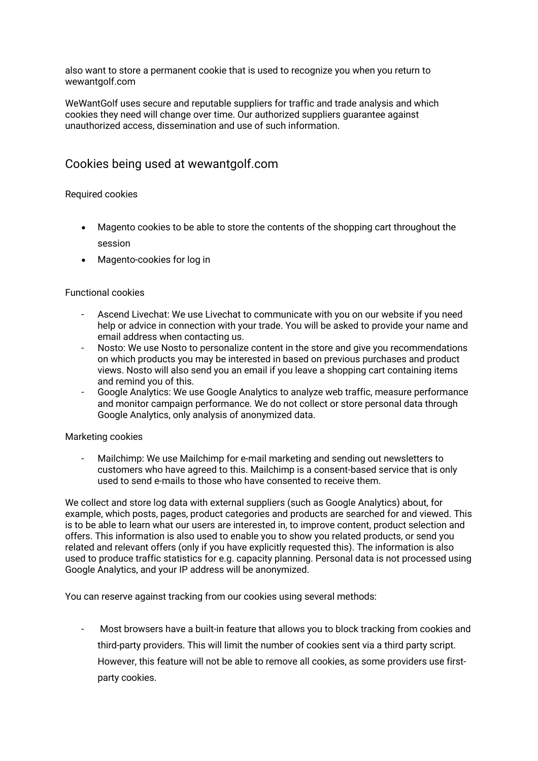also want to store a permanent cookie that is used to recognize you when you return to wewantgolf.com

WeWantGolf uses secure and reputable suppliers for traffic and trade analysis and which cookies they need will change over time. Our authorized suppliers guarantee against unauthorized access, dissemination and use of such information.

## Cookies being used at wewantgolf.com

Required cookies

- Magento cookies to be able to store the contents of the shopping cart throughout the session
- Magento-cookies for log in

Functional cookies

- Ascend Livechat: We use Livechat to communicate with you on our website if you need help or advice in connection with your trade. You will be asked to provide your name and email address when contacting us.
- Nosto: We use Nosto to personalize content in the store and give you recommendations on which products you may be interested in based on previous purchases and product views. Nosto will also send you an email if you leave a shopping cart containing items and remind you of this.
- Google Analytics: We use Google Analytics to analyze web traffic, measure performance and monitor campaign performance. We do not collect or store personal data through Google Analytics, only analysis of anonymized data.

Marketing cookies

- Mailchimp: We use Mailchimp for e-mail marketing and sending out newsletters to customers who have agreed to this. Mailchimp is a consent-based service that is only used to send e-mails to those who have consented to receive them.

We collect and store log data with external suppliers (such as Google Analytics) about, for example, which posts, pages, product categories and products are searched for and viewed. This is to be able to learn what our users are interested in, to improve content, product selection and offers. This information is also used to enable you to show you related products, or send you related and relevant offers (only if you have explicitly requested this). The information is also used to produce traffic statistics for e.g. capacity planning. Personal data is not processed using Google Analytics, and your IP address will be anonymized.

You can reserve against tracking from our cookies using several methods:

- Most browsers have a built-in feature that allows you to block tracking from cookies and third-party providers. This will limit the number of cookies sent via a third party script. However, this feature will not be able to remove all cookies, as some providers use first-party cookies.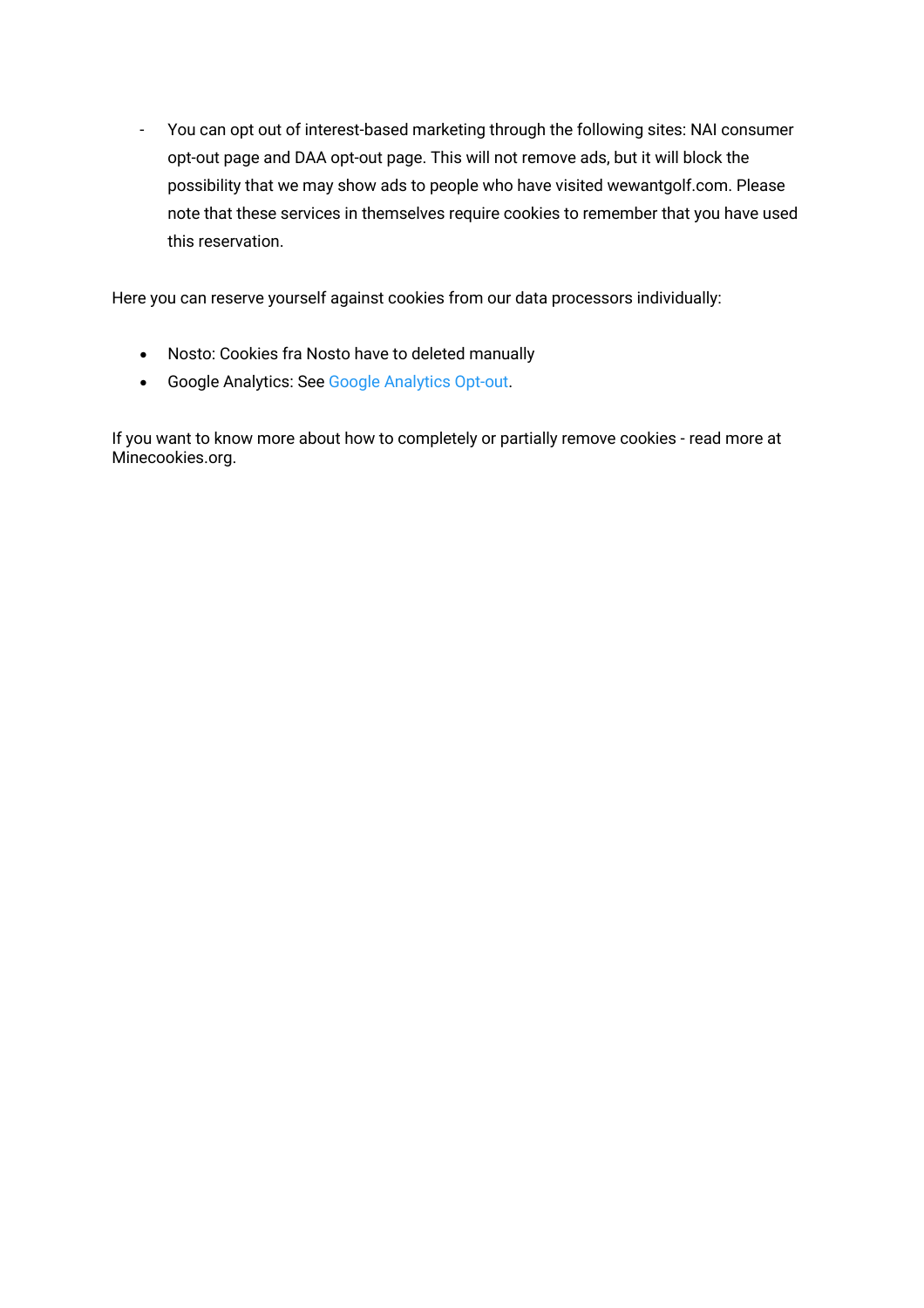- You can opt out of interest-based marketing through the following sites: NAI consumer opt-out page and DAA opt-out page. This will not remove ads, but it will block the possibility that we may show ads to people who have visited wewantgolf.com. Please note that these services in themselves require cookies to remember that you have used this reservation.

Here you can reserve yourself against cookies from our data processors individually:

- Nosto: Cookies fra Nosto have to deleted manually
- Google Analytics: See Google Analytics Opt-out.

If you want to know more about how to completely or partially remove cookies - read more at Minecookies.org.